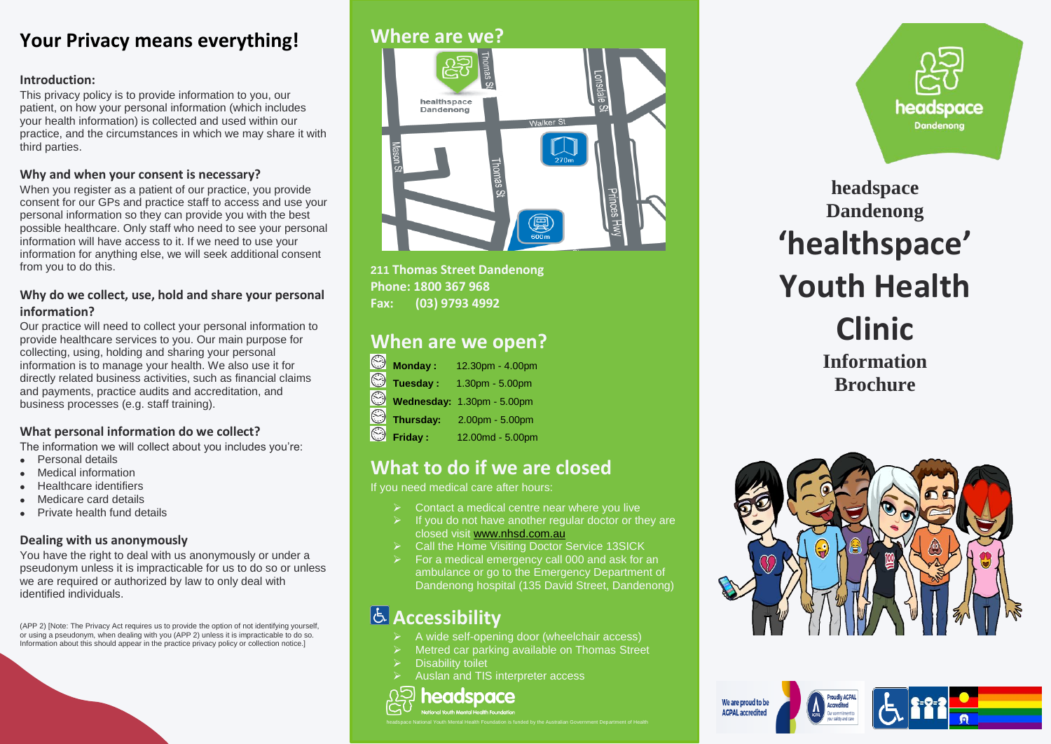## Your Privacy means everything!

### Introduction:

This privacy policy is to provide information to you, our patient, on how your personal information (which includes your health information) is collected and used within our practice, and the circumstances in which we may share it with third parties.

### Why and when your consent is necessary?

When you register as a patient of our practice, you provide consent for our GPs and practice staff to access and use your personal information so they can provide you with the best possible healthcare. Only staff who need to see your personal information will have access to it. If we need to use your information for anything else, we will seek additional consent from you to do this.

### Why do we collect, use, hold and share your personal information?

Our practice will need to collect your personal information to provide healthcare services to you. Our main purpose for collecting, using, holding and sharing your personal information is to manage your health. We also use it for directly related business activities, such as financial claims and payments, practice audits and accreditation, and business processes (e.g. staff training).

### What personal information do we collect?

The information we will collect about you includes you're:

- Personal details
- Medical information
- Healthcare identifiers
- Medicare card details
- Private health fund details

### Dealing with us anonymously

You have the right to deal with us anonymously or under a pseudonym unless it is impracticable for us to do so or unless we are required or authorized by law to only deal with identified individuals.

(APP 2) [Note: The Privacy Act requires us to provide the option of not identifying yourself, or using a pseudonym, when dealing with you (APP 2) unless it is impracticable to do so. Information about this should appear in the practice privacy policy or collection notice.]

## Where are we?

**211 Thomas Street Dandenong**
**Phone: 1800 367 968**
**Fax: (03) 9793 4992**

## When are we open?

| Day | Hours |
|---|---|
| **Monday :** | 12.30pm - 4.00pm |
| **Tuesday :** | 1.30pm - 5.00pm |
| **Wednesday:** | 1.30pm - 5.00pm |
| **Thursday:** | 2.00pm - 5.00pm |
| **Friday :** | 12.00md - 5.00pm |

## What to do if we are closed

If you need medical care after hours:

- Contact a medical centre near where you live
- If you do not have another regular doctor or they are closed visit www.nhsd.com.au
- Call the Home Visiting Doctor Service 13SICK
- For a medical emergency call 000 and ask for an ambulance or go to the Emergency Department of Dandenong hospital (135 David Street, Dandenong)

## Accessibility

- A wide self-opening door (wheelchair access)
- Metred car parking available on Thomas Street
- Disability toilet
- Auslan and TIS interpreter access

headspace National Youth Mental Health Foundation

headspace National Youth Mental Health Foundation is funded by the Australian Government Department of Health

headspace Dandenong

# headspace Dandenong 'healthspace' Youth Health Clinic

## Information Brochure

We are proud to be AGPAL accredited

Proudly AGPAL Accredited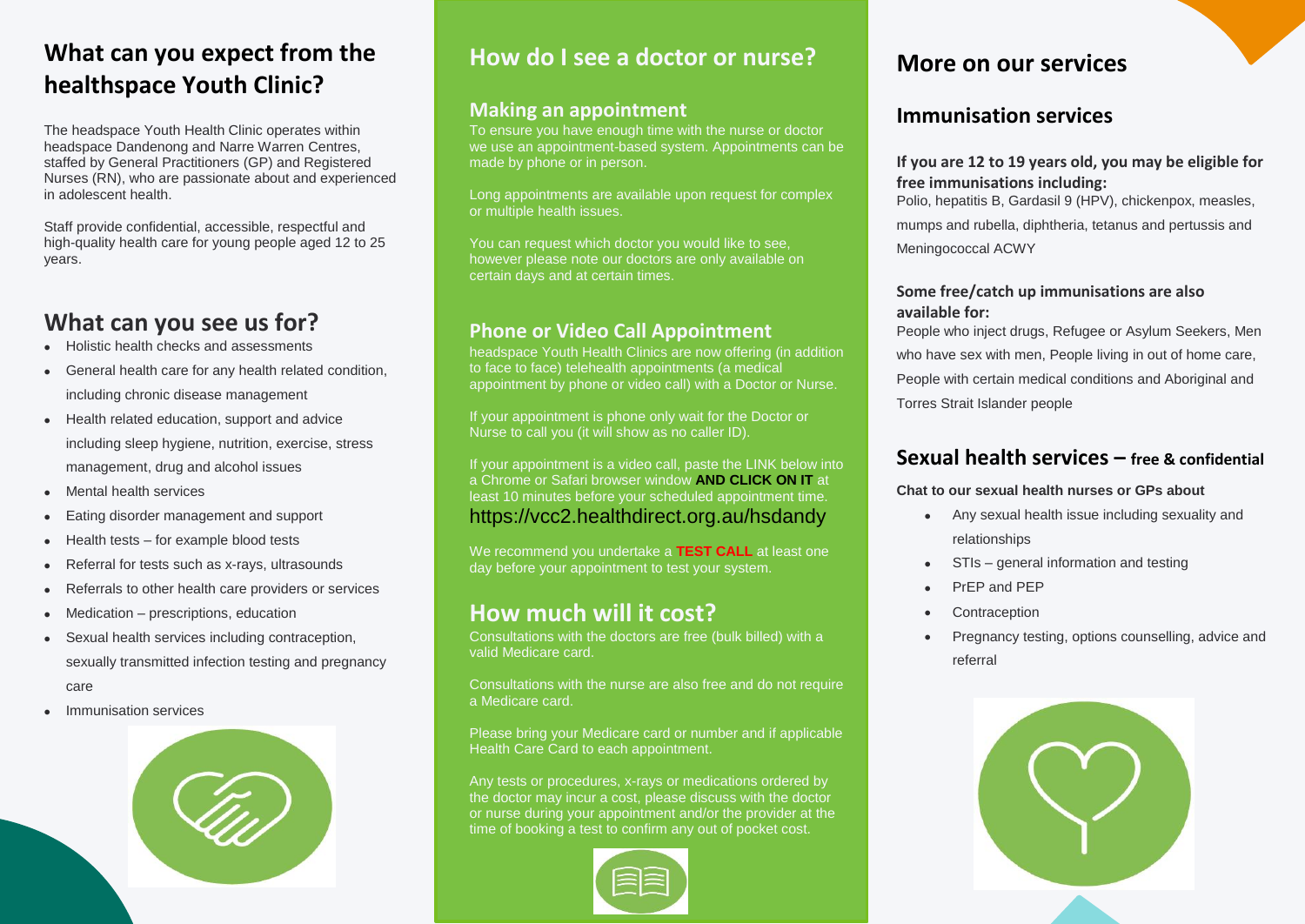## What can you expect from the healthspace Youth Clinic?

The headspace Youth Health Clinic operates within headspace Dandenong and Narre Warren Centres, staffed by General Practitioners (GP) and Registered Nurses (RN), who are passionate about and experienced in adolescent health.

Staff provide confidential, accessible, respectful and high-quality health care for young people aged 12 to 25 years.

## What can you see us for?

- Holistic health checks and assessments
- General health care for any health related condition, including chronic disease management
- Health related education, support and advice including sleep hygiene, nutrition, exercise, stress management, drug and alcohol issues
- Mental health services
- Eating disorder management and support
- Health tests – for example blood tests
- Referral for tests such as x-rays, ultrasounds
- Referrals to other health care providers or services
- Medication – prescriptions, education
- Sexual health services including contraception, sexually transmitted infection testing and pregnancy care
- Immunisation services

## How do I see a doctor or nurse?

### Making an appointment

To ensure you have enough time with the nurse or doctor we use an appointment-based system. Appointments can be made by phone or in person.

Long appointments are available upon request for complex or multiple health issues.

You can request which doctor you would like to see, however please note our doctors are only available on certain days and at certain times.

### Phone or Video Call Appointment

headspace Youth Health Clinics are now offering (in addition to face to face) telehealth appointments (a medical appointment by phone or video call) with a Doctor or Nurse.

If your appointment is phone only wait for the Doctor or Nurse to call you (it will show as no caller ID).

If your appointment is a video call, paste the LINK below into a Chrome or Safari browser window **AND CLICK ON IT** at least 10 minutes before your scheduled appointment time.

https://vcc2.healthdirect.org.au/hsdandy

We recommend you undertake a **TEST CALL** at least one day before your appointment to test your system.

## How much will it cost?

Consultations with the doctors are free (bulk billed) with a valid Medicare card.

Consultations with the nurse are also free and do not require a Medicare card.

Please bring your Medicare card or number and if applicable Health Care Card to each appointment.

Any tests or procedures, x-rays or medications ordered by the doctor may incur a cost, please discuss with the doctor or nurse during your appointment and/or the provider at the time of booking a test to confirm any out of pocket cost.

## More on our services

### Immunisation services

**If you are 12 to 19 years old, you may be eligible for free immunisations including:**
Polio, hepatitis B, Gardasil 9 (HPV), chickenpox, measles, mumps and rubella, diphtheria, tetanus and pertussis and Meningococcal ACWY

**Some free/catch up immunisations are also available for:**
People who inject drugs, Refugee or Asylum Seekers, Men who have sex with men, People living in out of home care, People with certain medical conditions and Aboriginal and Torres Strait Islander people

### Sexual health services – free & confidential

**Chat to our sexual health nurses or GPs about**

- Any sexual health issue including sexuality and relationships
- STIs – general information and testing
- PrEP and PEP
- Contraception
- Pregnancy testing, options counselling, advice and referral